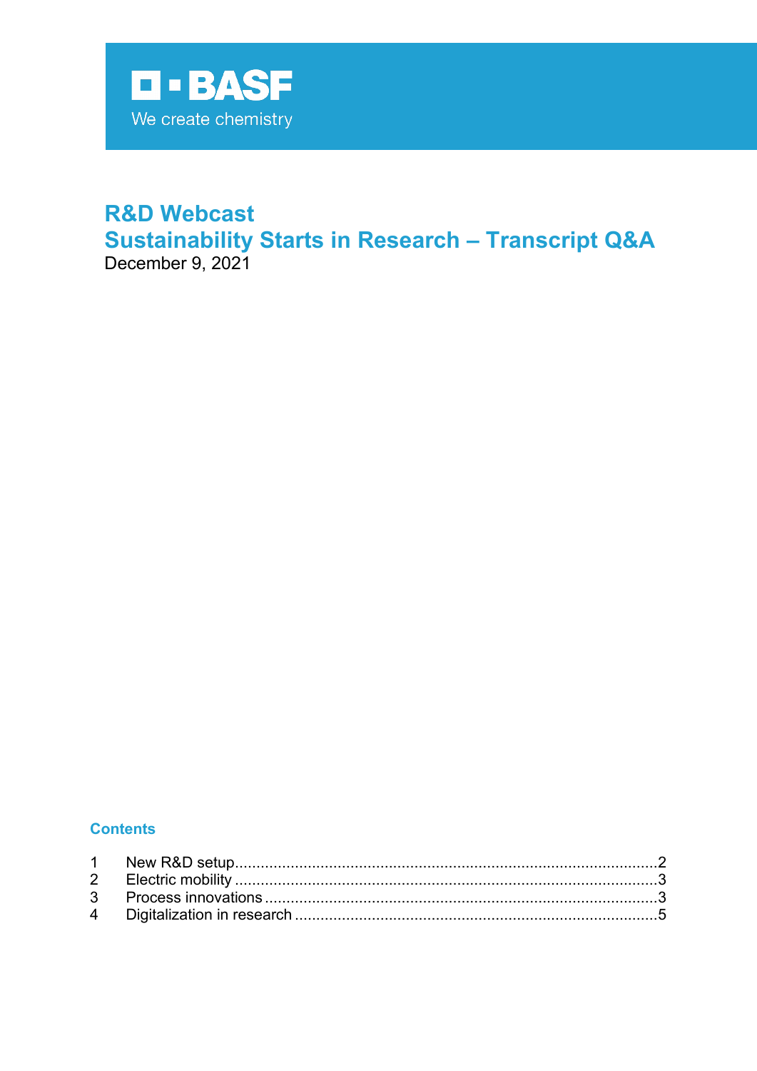BASF

We create chemistry

# R&D Webcast
# Sustainability Starts in Research – Transcript Q&A

December 9, 2021

## Contents

1 New R&D setup....................................................................................................2
2 Electric mobility ..................................................................................................3
3 Process innovations ............................................................................................3
4 Digitalization in research .....................................................................................5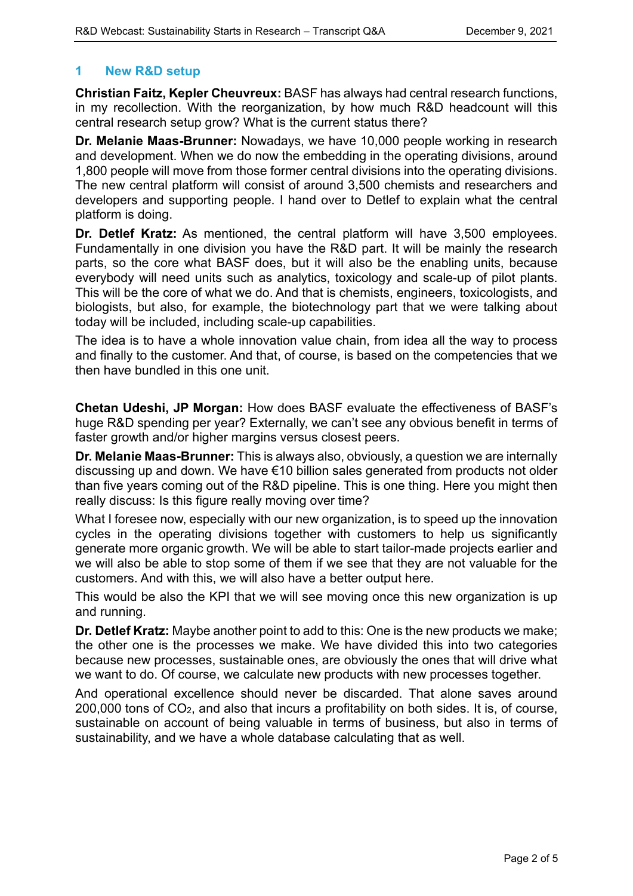## 1 New R&D setup

**Christian Faitz, Kepler Cheuvreux:** BASF has always had central research functions, in my recollection. With the reorganization, by how much R&D headcount will this central research setup grow? What is the current status there?

**Dr. Melanie Maas-Brunner:** Nowadays, we have 10,000 people working in research and development. When we do now the embedding in the operating divisions, around 1,800 people will move from those former central divisions into the operating divisions. The new central platform will consist of around 3,500 chemists and researchers and developers and supporting people. I hand over to Detlef to explain what the central platform is doing.

**Dr. Detlef Kratz:** As mentioned, the central platform will have 3,500 employees. Fundamentally in one division you have the R&D part. It will be mainly the research parts, so the core what BASF does, but it will also be the enabling units, because everybody will need units such as analytics, toxicology and scale-up of pilot plants. This will be the core of what we do. And that is chemists, engineers, toxicologists, and biologists, but also, for example, the biotechnology part that we were talking about today will be included, including scale-up capabilities.

The idea is to have a whole innovation value chain, from idea all the way to process and finally to the customer. And that, of course, is based on the competencies that we then have bundled in this one unit.

**Chetan Udeshi, JP Morgan:** How does BASF evaluate the effectiveness of BASF's huge R&D spending per year? Externally, we can't see any obvious benefit in terms of faster growth and/or higher margins versus closest peers.

**Dr. Melanie Maas-Brunner:** This is always also, obviously, a question we are internally discussing up and down. We have €10 billion sales generated from products not older than five years coming out of the R&D pipeline. This is one thing. Here you might then really discuss: Is this figure really moving over time?

What I foresee now, especially with our new organization, is to speed up the innovation cycles in the operating divisions together with customers to help us significantly generate more organic growth. We will be able to start tailor-made projects earlier and we will also be able to stop some of them if we see that they are not valuable for the customers. And with this, we will also have a better output here.

This would be also the KPI that we will see moving once this new organization is up and running.

**Dr. Detlef Kratz:** Maybe another point to add to this: One is the new products we make; the other one is the processes we make. We have divided this into two categories because new processes, sustainable ones, are obviously the ones that will drive what we want to do. Of course, we calculate new products with new processes together.

And operational excellence should never be discarded. That alone saves around 200,000 tons of $CO_2$, and also that incurs a profitability on both sides. It is, of course, sustainable on account of being valuable in terms of business, but also in terms of sustainability, and we have a whole database calculating that as well.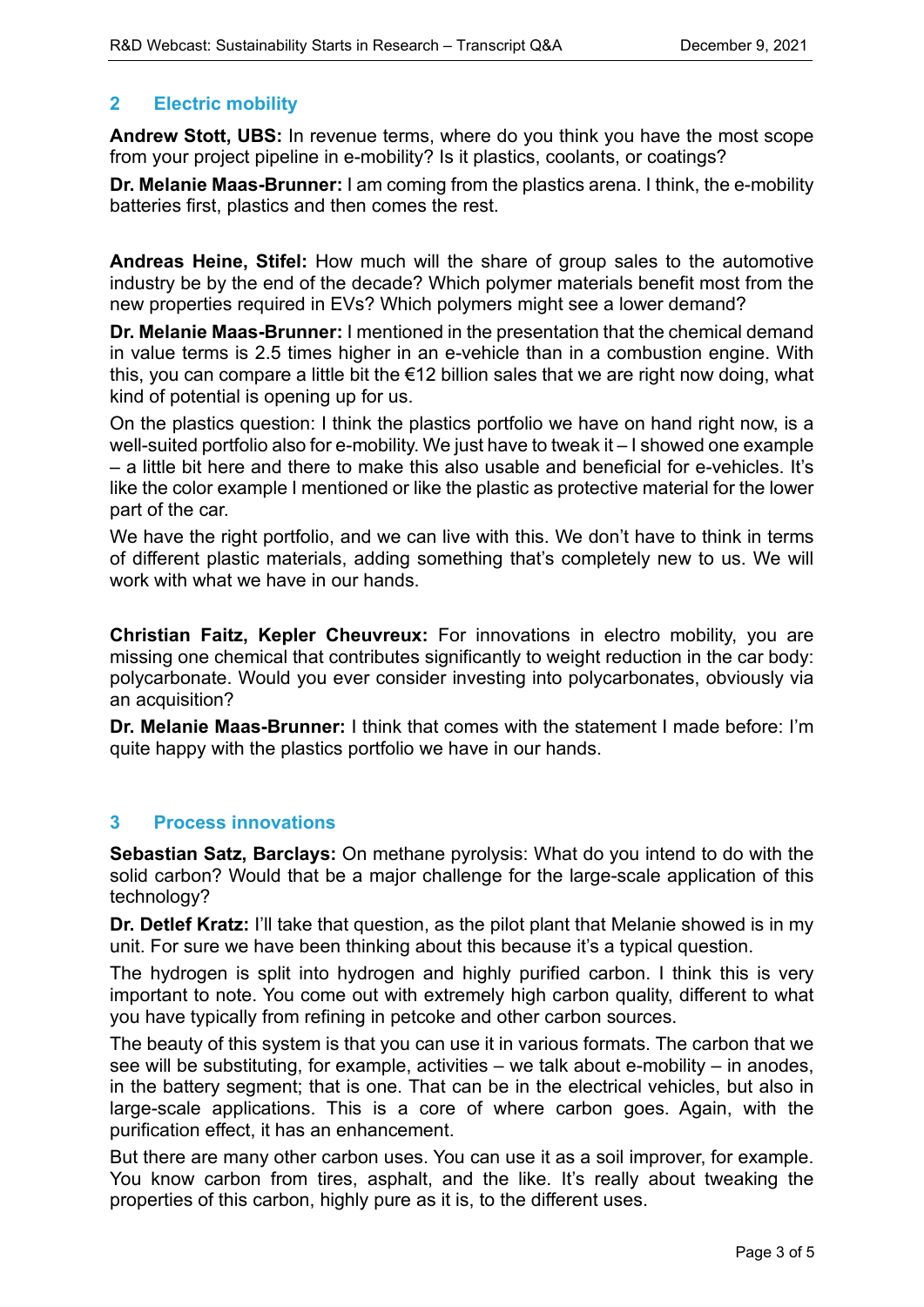## 2 Electric mobility

**Andrew Stott, UBS:** In revenue terms, where do you think you have the most scope from your project pipeline in e-mobility? Is it plastics, coolants, or coatings?

**Dr. Melanie Maas-Brunner:** I am coming from the plastics arena. I think, the e-mobility batteries first, plastics and then comes the rest.

**Andreas Heine, Stifel:** How much will the share of group sales to the automotive industry be by the end of the decade? Which polymer materials benefit most from the new properties required in EVs? Which polymers might see a lower demand?

**Dr. Melanie Maas-Brunner:** I mentioned in the presentation that the chemical demand in value terms is 2.5 times higher in an e-vehicle than in a combustion engine. With this, you can compare a little bit the €12 billion sales that we are right now doing, what kind of potential is opening up for us.

On the plastics question: I think the plastics portfolio we have on hand right now, is a well-suited portfolio also for e-mobility. We just have to tweak it – I showed one example – a little bit here and there to make this also usable and beneficial for e-vehicles. It's like the color example I mentioned or like the plastic as protective material for the lower part of the car.

We have the right portfolio, and we can live with this. We don't have to think in terms of different plastic materials, adding something that's completely new to us. We will work with what we have in our hands.

**Christian Faitz, Kepler Cheuvreux:** For innovations in electro mobility, you are missing one chemical that contributes significantly to weight reduction in the car body: polycarbonate. Would you ever consider investing into polycarbonates, obviously via an acquisition?

**Dr. Melanie Maas-Brunner:** I think that comes with the statement I made before: I'm quite happy with the plastics portfolio we have in our hands.

## 3 Process innovations

**Sebastian Satz, Barclays:** On methane pyrolysis: What do you intend to do with the solid carbon? Would that be a major challenge for the large-scale application of this technology?

**Dr. Detlef Kratz:** I'll take that question, as the pilot plant that Melanie showed is in my unit. For sure we have been thinking about this because it's a typical question.

The hydrogen is split into hydrogen and highly purified carbon. I think this is very important to note. You come out with extremely high carbon quality, different to what you have typically from refining in petcoke and other carbon sources.

The beauty of this system is that you can use it in various formats. The carbon that we see will be substituting, for example, activities – we talk about e-mobility – in anodes, in the battery segment; that is one. That can be in the electrical vehicles, but also in large-scale applications. This is a core of where carbon goes. Again, with the purification effect, it has an enhancement.

But there are many other carbon uses. You can use it as a soil improver, for example. You know carbon from tires, asphalt, and the like. It's really about tweaking the properties of this carbon, highly pure as it is, to the different uses.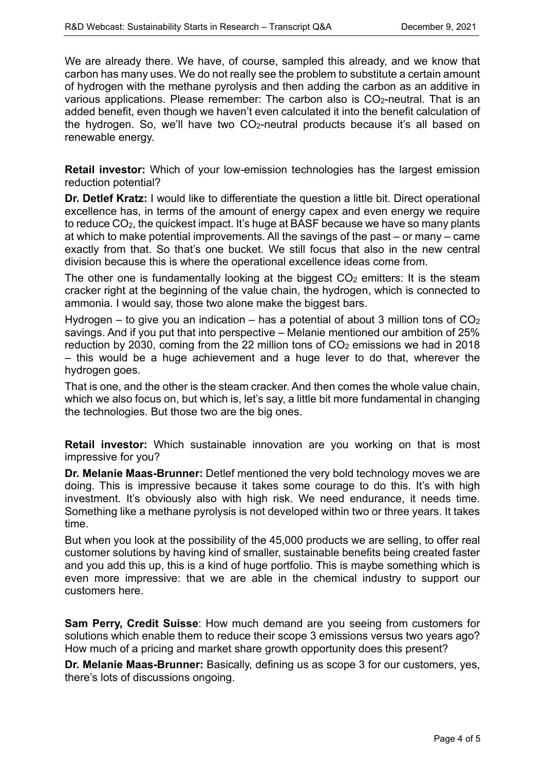We are already there. We have, of course, sampled this already, and we know that carbon has many uses. We do not really see the problem to substitute a certain amount of hydrogen with the methane pyrolysis and then adding the carbon as an additive in various applications. Please remember: The carbon also is $CO_2$-neutral. That is an added benefit, even though we haven't even calculated it into the benefit calculation of the hydrogen. So, we'll have two $CO_2$-neutral products because it's all based on renewable energy.

**Retail investor:** Which of your low-emission technologies has the largest emission reduction potential?

**Dr. Detlef Kratz:** I would like to differentiate the question a little bit. Direct operational excellence has, in terms of the amount of energy capex and even energy we require to reduce $CO_2$, the quickest impact. It's huge at BASF because we have so many plants at which to make potential improvements. All the savings of the past – or many – came exactly from that. So that's one bucket. We still focus that also in the new central division because this is where the operational excellence ideas come from.

The other one is fundamentally looking at the biggest $CO_2$ emitters: It is the steam cracker right at the beginning of the value chain, the hydrogen, which is connected to ammonia. I would say, those two alone make the biggest bars.

Hydrogen – to give you an indication – has a potential of about 3 million tons of $CO_2$ savings. And if you put that into perspective – Melanie mentioned our ambition of 25% reduction by 2030, coming from the 22 million tons of $CO_2$ emissions we had in 2018 – this would be a huge achievement and a huge lever to do that, wherever the hydrogen goes.

That is one, and the other is the steam cracker. And then comes the whole value chain, which we also focus on, but which is, let's say, a little bit more fundamental in changing the technologies. But those two are the big ones.

**Retail investor:** Which sustainable innovation are you working on that is most impressive for you?

**Dr. Melanie Maas-Brunner:** Detlef mentioned the very bold technology moves we are doing. This is impressive because it takes some courage to do this. It's with high investment. It's obviously also with high risk. We need endurance, it needs time. Something like a methane pyrolysis is not developed within two or three years. It takes time.

But when you look at the possibility of the 45,000 products we are selling, to offer real customer solutions by having kind of smaller, sustainable benefits being created faster and you add this up, this is a kind of huge portfolio. This is maybe something which is even more impressive: that we are able in the chemical industry to support our customers here.

**Sam Perry, Credit Suisse**: How much demand are you seeing from customers for solutions which enable them to reduce their scope 3 emissions versus two years ago? How much of a pricing and market share growth opportunity does this present?

**Dr. Melanie Maas-Brunner:** Basically, defining us as scope 3 for our customers, yes, there's lots of discussions ongoing.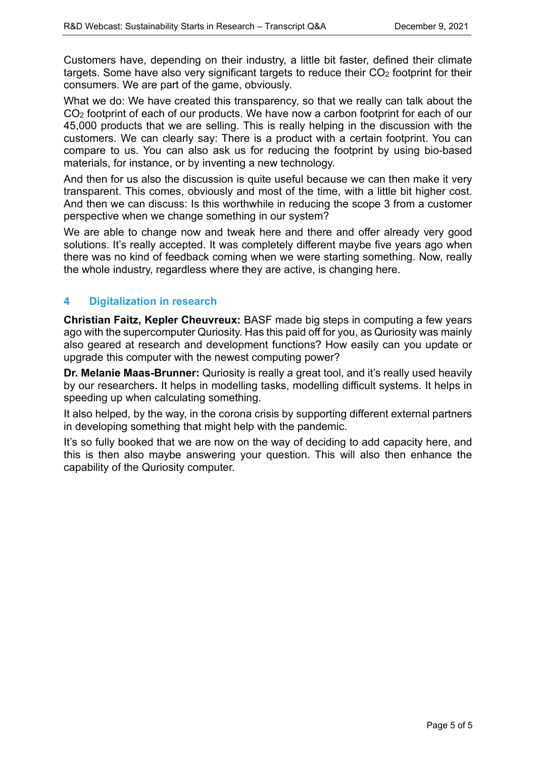Customers have, depending on their industry, a little bit faster, defined their climate targets. Some have also very significant targets to reduce their $CO_2$ footprint for their consumers. We are part of the game, obviously.

What we do: We have created this transparency, so that we really can talk about the $CO_2$ footprint of each of our products. We have now a carbon footprint for each of our 45,000 products that we are selling. This is really helping in the discussion with the customers. We can clearly say: There is a product with a certain footprint. You can compare to us. You can also ask us for reducing the footprint by using bio-based materials, for instance, or by inventing a new technology.

And then for us also the discussion is quite useful because we can then make it very transparent. This comes, obviously and most of the time, with a little bit higher cost. And then we can discuss: Is this worthwhile in reducing the scope 3 from a customer perspective when we change something in our system?

We are able to change now and tweak here and there and offer already very good solutions. It's really accepted. It was completely different maybe five years ago when there was no kind of feedback coming when we were starting something. Now, really the whole industry, regardless where they are active, is changing here.

## 4 Digitalization in research

**Christian Faitz, Kepler Cheuvreux:** BASF made big steps in computing a few years ago with the supercomputer Quriosity. Has this paid off for you, as Quriosity was mainly also geared at research and development functions? How easily can you update or upgrade this computer with the newest computing power?

**Dr. Melanie Maas-Brunner:** Quriosity is really a great tool, and it's really used heavily by our researchers. It helps in modelling tasks, modelling difficult systems. It helps in speeding up when calculating something.

It also helped, by the way, in the corona crisis by supporting different external partners in developing something that might help with the pandemic.

It's so fully booked that we are now on the way of deciding to add capacity here, and this is then also maybe answering your question. This will also then enhance the capability of the Quriosity computer.